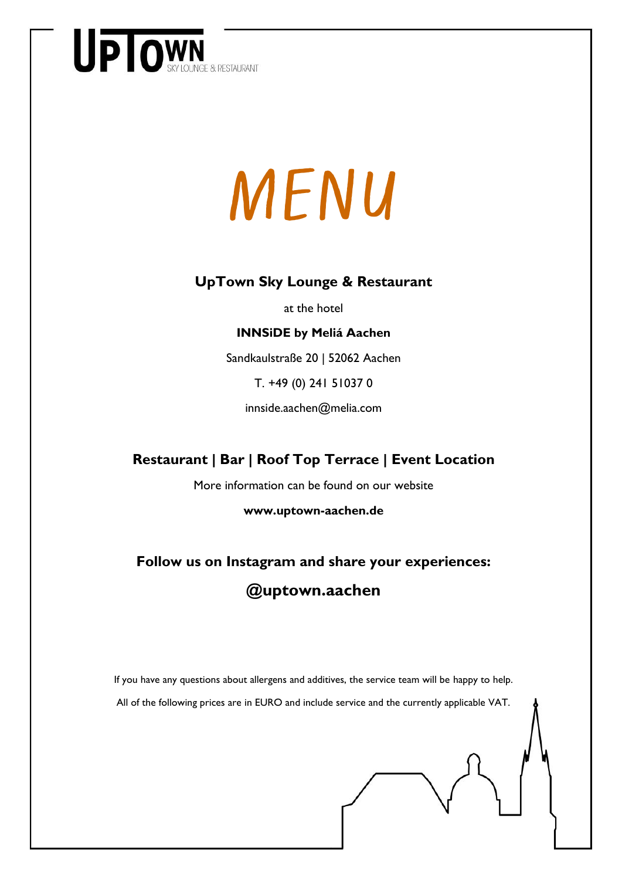UPTOWN SKY LOUNGE & RESTAURANT

# MENU

**UpTown Sky Lounge & Restaurant**

at the hotel

**INNSiDE by Meliá Aachen**

Sandkaulstraße 20 | 52062 Aachen

T. +49 (0) 241 51037 0

innside.aachen@melia.com

## Restaurant | Bar | Roof Top Terrace | Event Location

More information can be found on our website

**www.uptown-aachen.de**

## Follow us on Instagram and share your experiences:

## @uptown.aachen

If you have any questions about allergens and additives, the service team will be happy to help.

All of the following prices are in EURO and include service and the currently applicable VAT.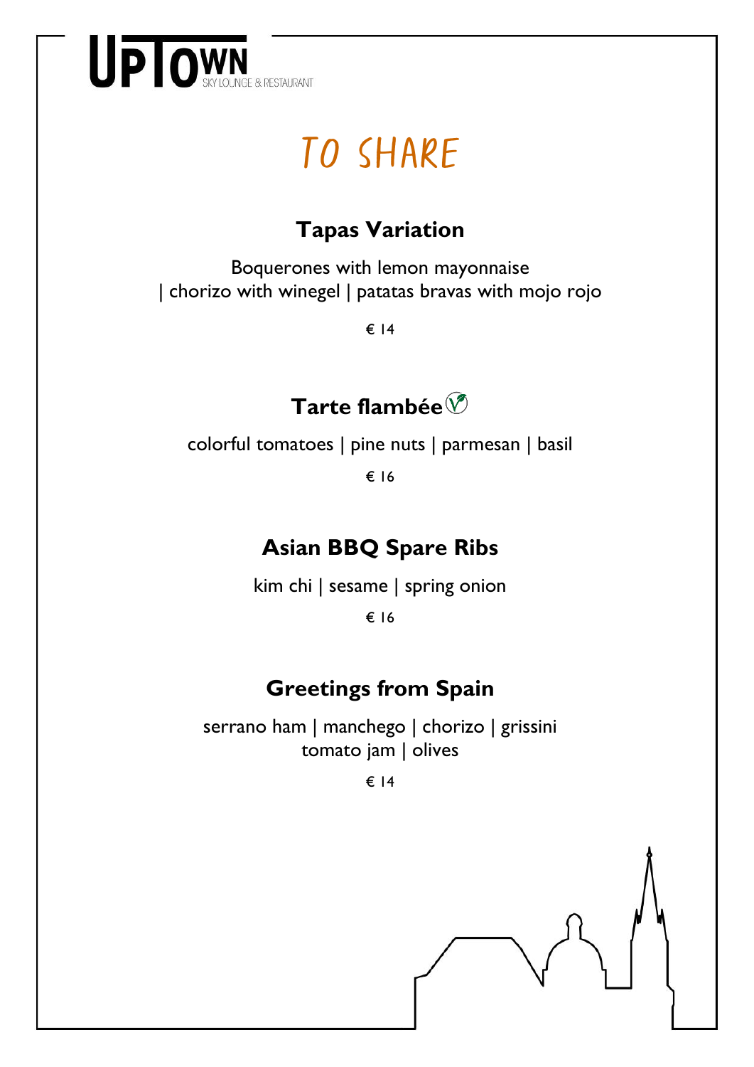# TO SHARE

## Tapas Variation

Boquerones with lemon mayonnaise
| chorizo with winegel | patatas bravas with mojo rojo

€ 14

## Tarte flambée

colorful tomatoes | pine nuts | parmesan | basil

€ 16

## Asian BBQ Spare Ribs

kim chi | sesame | spring onion

€ 16

## Greetings from Spain

serrano ham | manchego | chorizo | grissini
tomato jam | olives

€ 14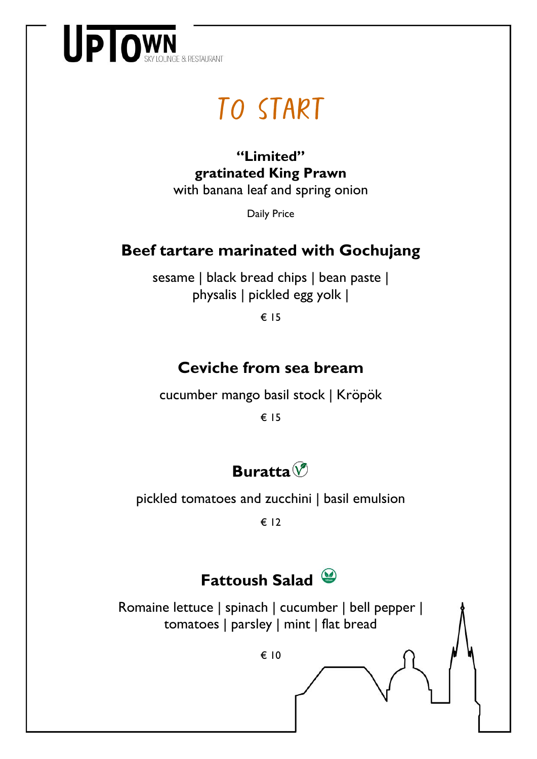UPTOWN SKY LOUNGE & RESTAURANT

# TO START

**“Limited”**
**gratinated King Prawn**
with banana leaf and spring onion

Daily Price

## Beef tartare marinated with Gochujang

sesame | black bread chips | bean paste | physalis | pickled egg yolk |

€ 15

## Ceviche from sea bream

cucumber mango basil stock | Kröpök

€ 15

## Buratta

pickled tomatoes and zucchini | basil emulsion

€ 12

## Fattoush Salad

Romaine lettuce | spinach | cucumber | bell pepper | tomatoes | parsley | mint | flat bread

€ 10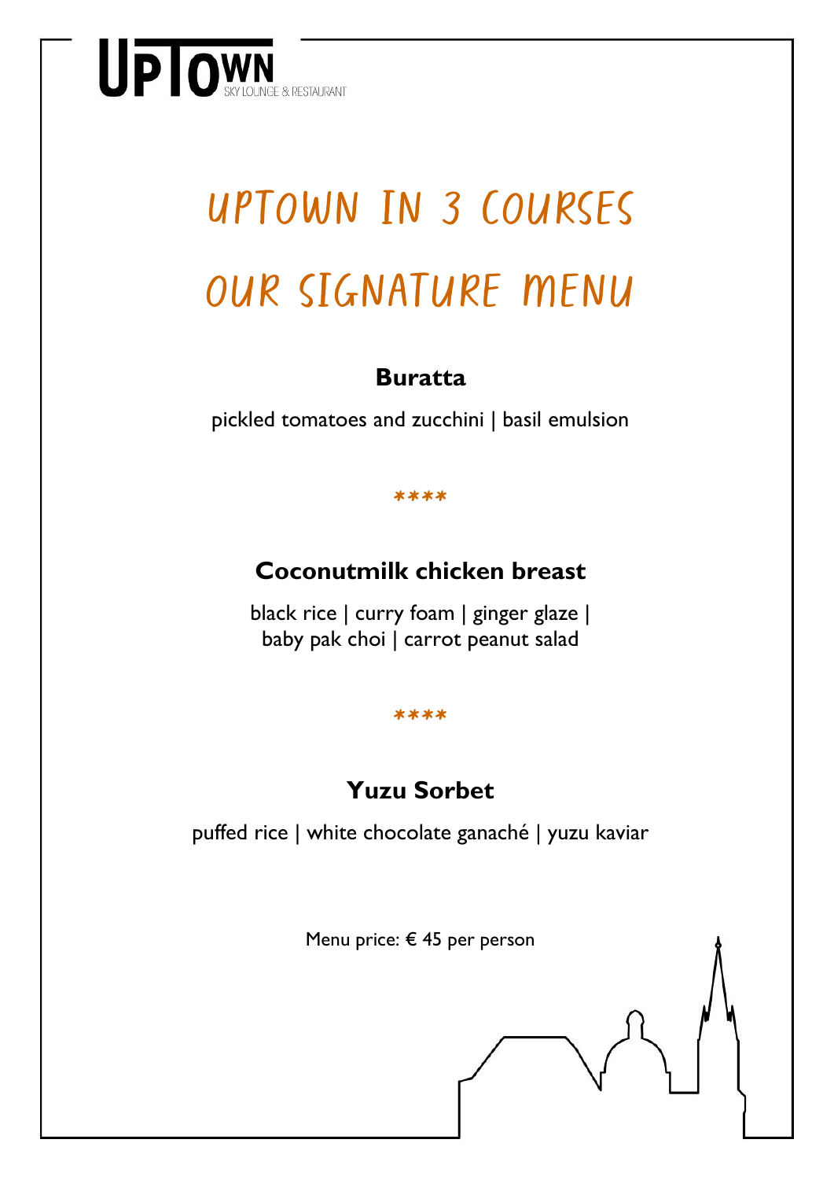UPTOWN
SKY LOUNGE & RESTAURANT

# UPTOWN IN 3 COURSES

# OUR SIGNATURE MENU

### Buratta

pickled tomatoes and zucchini | basil emulsion

****

### Coconutmilk chicken breast

black rice | curry foam | ginger glaze | baby pak choi | carrot peanut salad

****

### Yuzu Sorbet

puffed rice | white chocolate ganaché | yuzu kaviar

Menu price: € 45 per person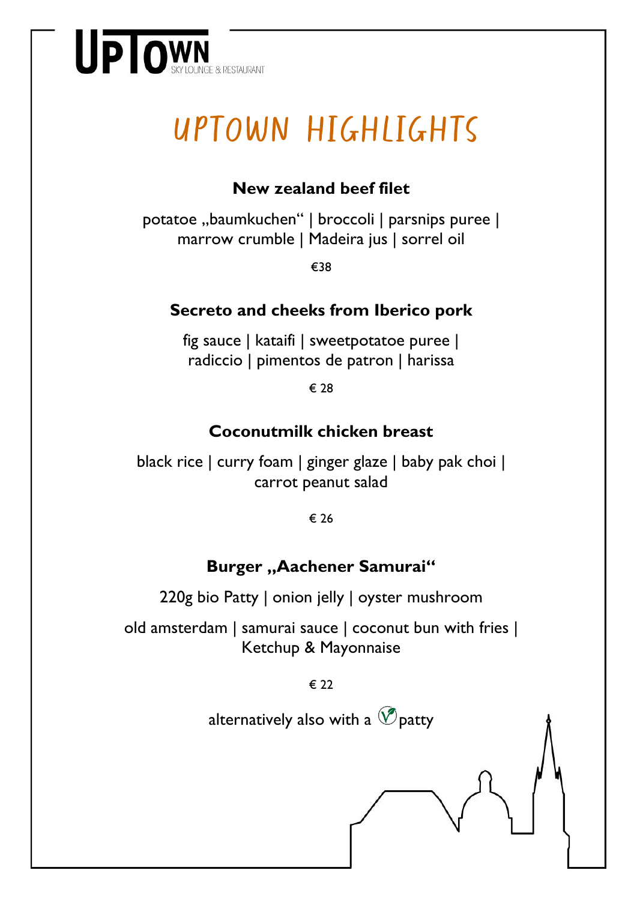UPTOWN SKY LOUNGE & RESTAURANT

# UPTOWN HIGHLIGHTS

**New zealand beef filet**

potatoe „baumkuchen" | broccoli | parsnips puree | marrow crumble | Madeira jus | sorrel oil

€38

**Secreto and cheeks from Iberico pork**

fig sauce | kataifi | sweetpotatoe puree | radiccio | pimentos de patron | harissa

€ 28

**Coconutmilk chicken breast**

black rice | curry foam | ginger glaze | baby pak choi | carrot peanut salad

€ 26

**Burger „Aachener Samurai"**

220g bio Patty | onion jelly | oyster mushroom

old amsterdam | samurai sauce | coconut bun with fries | Ketchup & Mayonnaise

€ 22

alternatively also with a (V) patty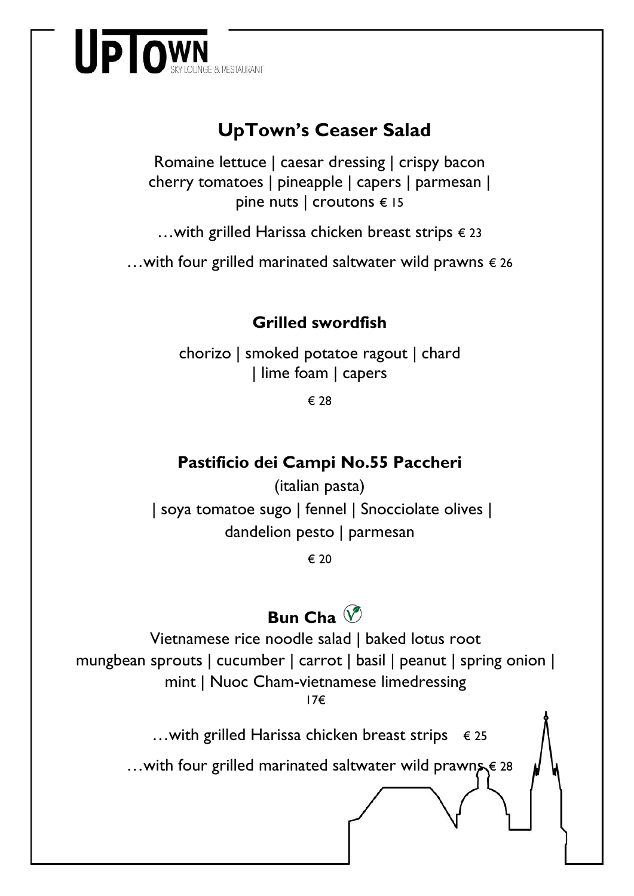UPTOWN SKY LOUNGE & RESTAURANT

## UpTown's Ceaser Salad

Romaine lettuce | caesar dressing | crispy bacon
cherry tomatoes | pineapple | capers | parmesan |
pine nuts | croutons € 15

…with grilled Harissa chicken breast strips € 23

…with four grilled marinated saltwater wild prawns € 26

### Grilled swordfish

chorizo | smoked potatoe ragout | chard
| lime foam | capers

€ 28

### Pastificio dei Campi No.55 Paccheri

(italian pasta)
| soya tomatoe sugo | fennel | Snocciolate olives |
dandelion pesto | parmesan

€ 20

## Bun Cha (V)

Vietnamese rice noodle salad | baked lotus root
mungbean sprouts | cucumber | carrot | basil | peanut | spring onion |
mint | Nuoc Cham-vietnamese limedressing
17€

…with grilled Harissa chicken breast strips € 25

…with four grilled marinated saltwater wild prawns € 28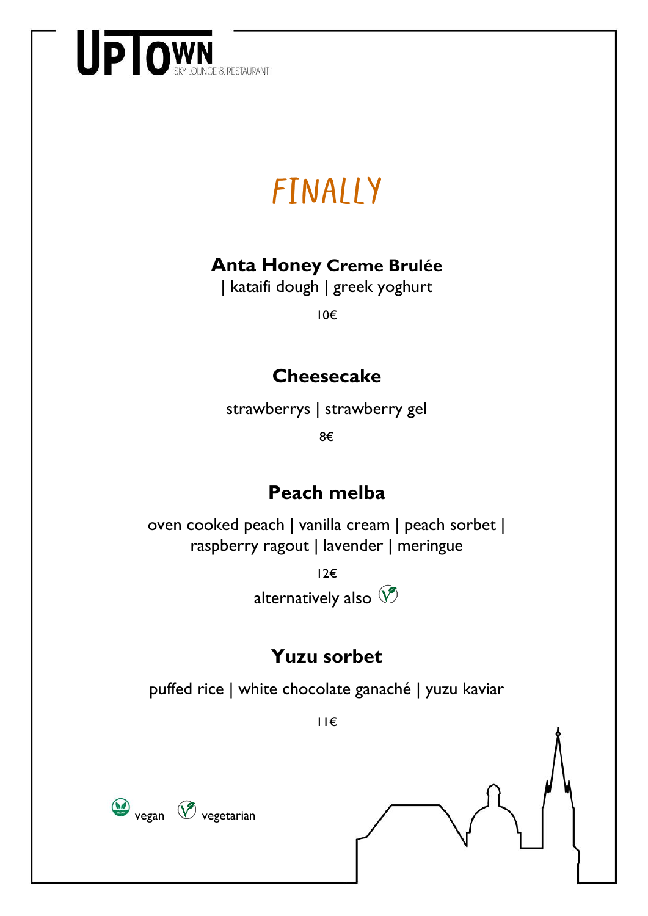UPTOWN SKY LOUNGE & RESTAURANT

# FINALLY

## Anta Honey Creme Brulée

| kataifi dough | greek yoghurt

10€

## Cheesecake

strawberrys | strawberry gel

8€

## Peach melba

oven cooked peach | vanilla cream | peach sorbet | raspberry ragout | lavender | meringue

12€

alternatively also (vegetarian)

## Yuzu sorbet

puffed rice | white chocolate ganaché | yuzu kaviar

11€

vegan vegetarian